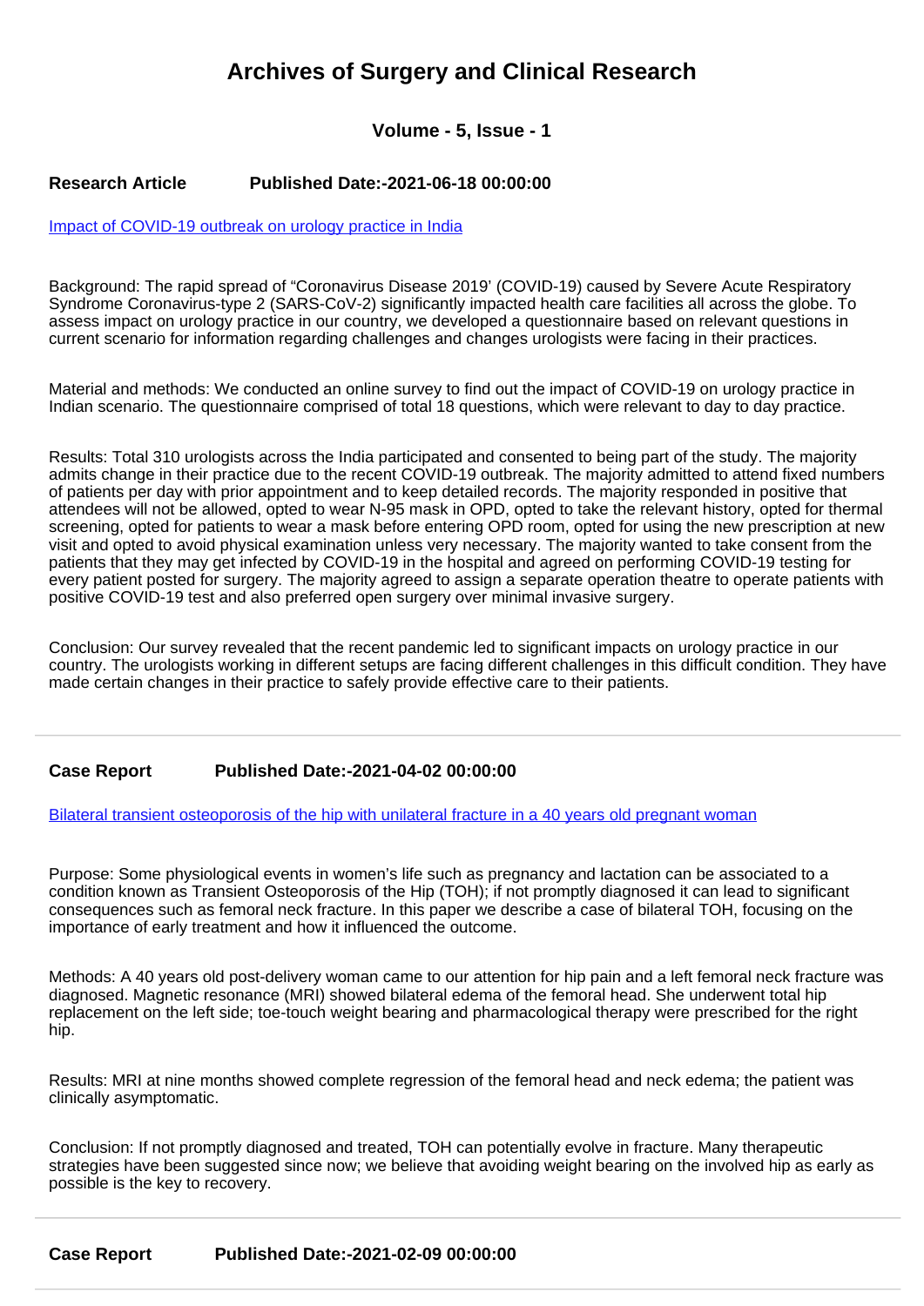# Archives of Surgery and Clinical Research

### Volume - 5, Issue - 1

**Research Article** **Published Date:-2021-06-18 00:00:00**

[Impact of COVID-19 outbreak on urology practice in India]

Background: The rapid spread of “Coronavirus Disease 2019’ (COVID-19) caused by Severe Acute Respiratory Syndrome Coronavirus-type 2 (SARS-CoV-2) significantly impacted health care facilities all across the globe. To assess impact on urology practice in our country, we developed a questionnaire based on relevant questions in current scenario for information regarding challenges and changes urologists were facing in their practices.

Material and methods: We conducted an online survey to find out the impact of COVID-19 on urology practice in Indian scenario. The questionnaire comprised of total 18 questions, which were relevant to day to day practice.

Results: Total 310 urologists across the India participated and consented to being part of the study. The majority admits change in their practice due to the recent COVID-19 outbreak. The majority admitted to attend fixed numbers of patients per day with prior appointment and to keep detailed records. The majority responded in positive that attendees will not be allowed, opted to wear N-95 mask in OPD, opted to take the relevant history, opted for thermal screening, opted for patients to wear a mask before entering OPD room, opted for using the new prescription at new visit and opted to avoid physical examination unless very necessary. The majority wanted to take consent from the patients that they may get infected by COVID-19 in the hospital and agreed on performing COVID-19 testing for every patient posted for surgery. The majority agreed to assign a separate operation theatre to operate patients with positive COVID-19 test and also preferred open surgery over minimal invasive surgery.

Conclusion: Our survey revealed that the recent pandemic led to significant impacts on urology practice in our country. The urologists working in different setups are facing different challenges in this difficult condition. They have made certain changes in their practice to safely provide effective care to their patients.

---

**Case Report** **Published Date:-2021-04-02 00:00:00**

[Bilateral transient osteoporosis of the hip with unilateral fracture in a 40 years old pregnant woman]

Purpose: Some physiological events in women’s life such as pregnancy and lactation can be associated to a condition known as Transient Osteoporosis of the Hip (TOH); if not promptly diagnosed it can lead to significant consequences such as femoral neck fracture. In this paper we describe a case of bilateral TOH, focusing on the importance of early treatment and how it influenced the outcome.

Methods: A 40 years old post-delivery woman came to our attention for hip pain and a left femoral neck fracture was diagnosed. Magnetic resonance (MRI) showed bilateral edema of the femoral head. She underwent total hip replacement on the left side; toe-touch weight bearing and pharmacological therapy were prescribed for the right hip.

Results: MRI at nine months showed complete regression of the femoral head and neck edema; the patient was clinically asymptomatic.

Conclusion: If not promptly diagnosed and treated, TOH can potentially evolve in fracture. Many therapeutic strategies have been suggested since now; we believe that avoiding weight bearing on the involved hip as early as possible is the key to recovery.

---

**Case Report** **Published Date:-2021-02-09 00:00:00**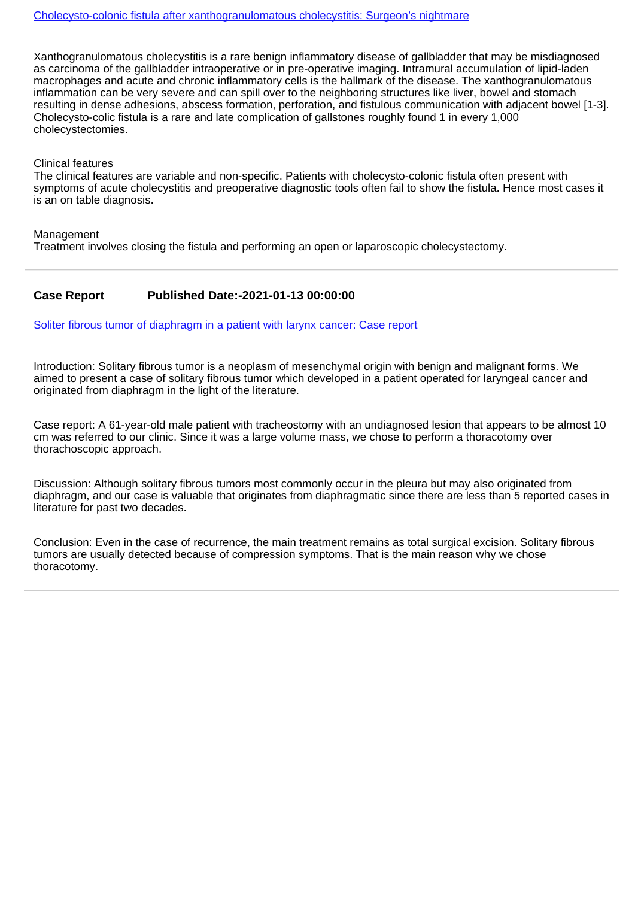[Cholecysto-colonic fistula after xanthogranulomatous cholecystitis: Surgeon's nightmare]

Xanthogranulomatous cholecystitis is a rare benign inflammatory disease of gallbladder that may be misdiagnosed as carcinoma of the gallbladder intraoperative or in pre-operative imaging. Intramural accumulation of lipid-laden macrophages and acute and chronic inflammatory cells is the hallmark of the disease. The xanthogranulomatous inflammation can be very severe and can spill over to the neighboring structures like liver, bowel and stomach resulting in dense adhesions, abscess formation, perforation, and fistulous communication with adjacent bowel [1-3]. Cholecysto-colic fistula is a rare and late complication of gallstones roughly found 1 in every 1,000 cholecystectomies.

Clinical features
The clinical features are variable and non-specific. Patients with cholecysto-colonic fistula often present with symptoms of acute cholecystitis and preoperative diagnostic tools often fail to show the fistula. Hence most cases it is an on table diagnosis.

Management
Treatment involves closing the fistula and performing an open or laparoscopic cholecystectomy.

---

**Case Report** **Published Date:-2021-01-13 00:00:00**

[Soliter fibrous tumor of diaphragm in a patient with larynx cancer: Case report]

Introduction: Solitary fibrous tumor is a neoplasm of mesenchymal origin with benign and malignant forms. We aimed to present a case of solitary fibrous tumor which developed in a patient operated for laryngeal cancer and originated from diaphragm in the light of the literature.

Case report: A 61-year-old male patient with tracheostomy with an undiagnosed lesion that appears to be almost 10 cm was referred to our clinic. Since it was a large volume mass, we chose to perform a thoracotomy over thorachoscopic approach.

Discussion: Although solitary fibrous tumors most commonly occur in the pleura but may also originated from diaphragm, and our case is valuable that originates from diaphragmatic since there are less than 5 reported cases in literature for past two decades.

Conclusion: Even in the case of recurrence, the main treatment remains as total surgical excision. Solitary fibrous tumors are usually detected because of compression symptoms. That is the main reason why we chose thoracotomy.

---